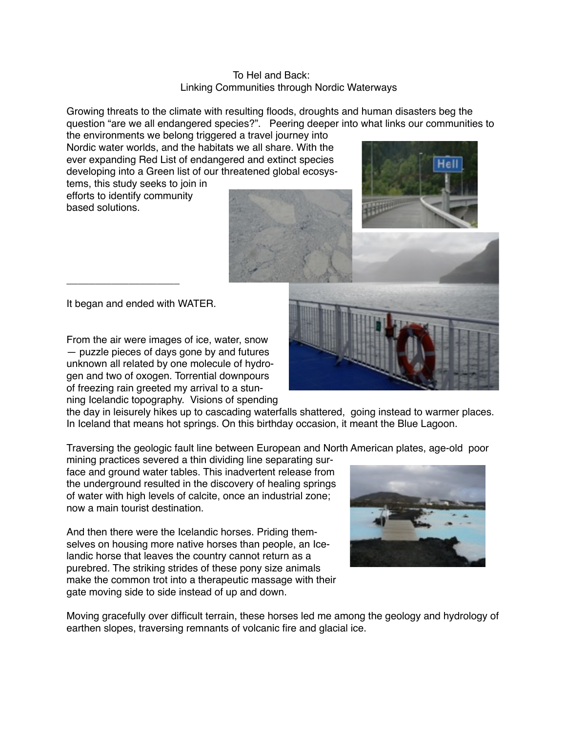# To Hel and Back:
## Linking Communities through Nordic Waterways

Growing threats to the climate with resulting floods, droughts and human disasters beg the question "are we all endangered species?". Peering deeper into what links our communities to the environments we belong triggered a travel journey into Nordic water worlds, and the habitats we all share. With the ever expanding Red List of endangered and extinct species developing into a Green list of our threatened global ecosystems, this study seeks to join in efforts to identify community based solutions.

---

It began and ended with WATER.

From the air were images of ice, water, snow — puzzle pieces of days gone by and futures unknown all related by one molecule of hydrogen and two of oxogen. Torrential downpours of freezing rain greeted my arrival to a stunning Icelandic topography. Visions of spending the day in leisurely hikes up to cascading waterfalls shattered, going instead to warmer places. In Iceland that means hot springs. On this birthday occasion, it meant the Blue Lagoon.

Traversing the geologic fault line between European and North American plates, age-old poor mining practices severed a thin dividing line separating surface and ground water tables. This inadvertent release from the underground resulted in the discovery of healing springs of water with high levels of calcite, once an industrial zone; now a main tourist destination.

And then there were the Icelandic horses. Priding themselves on housing more native horses than people, an Icelandic horse that leaves the country cannot return as a purebred. The striking strides of these pony size animals make the common trot into a therapeutic massage with their gate moving side to side instead of up and down.

Moving gracefully over difficult terrain, these horses led me among the geology and hydrology of earthen slopes, traversing remnants of volcanic fire and glacial ice.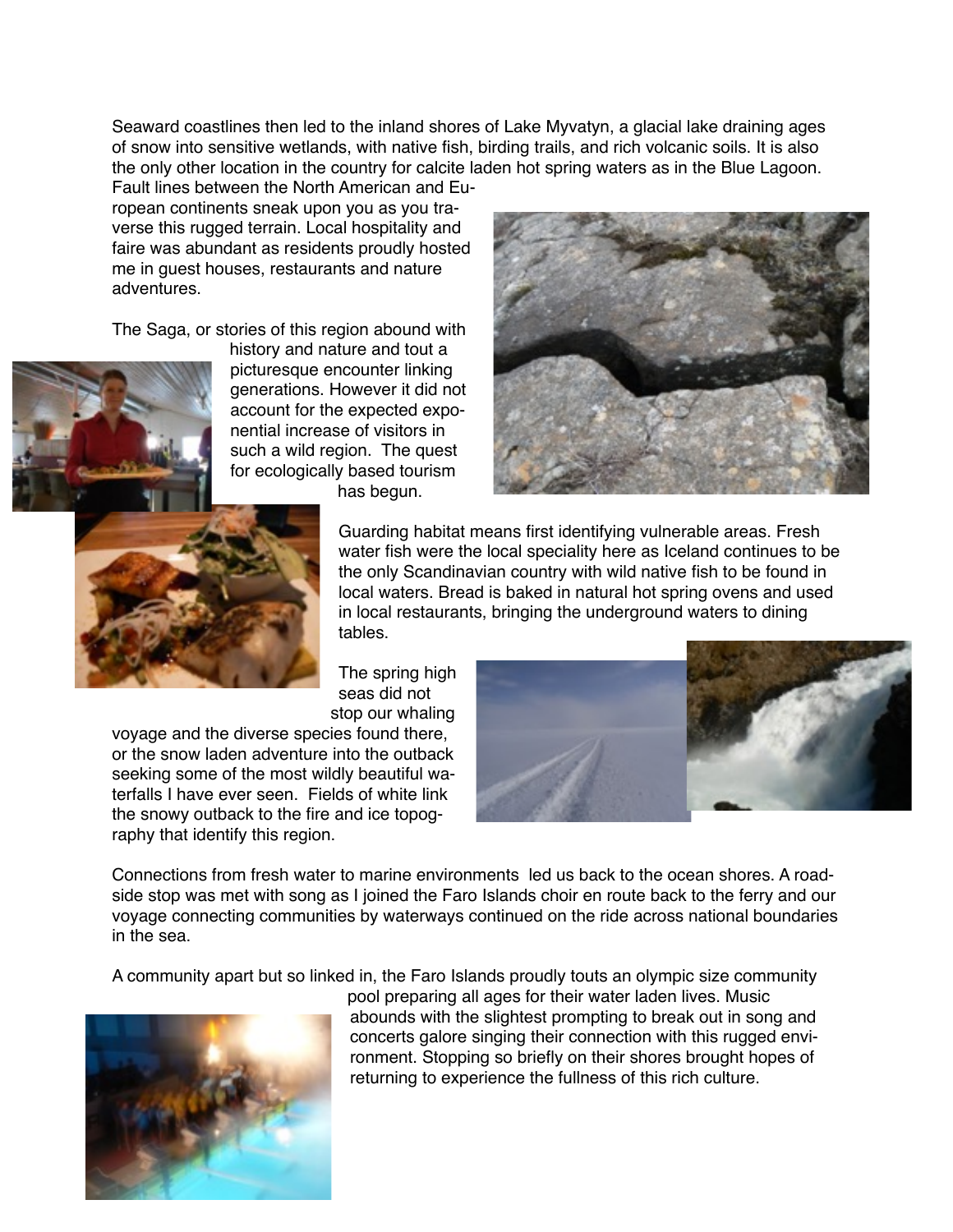Seaward coastlines then led to the inland shores of Lake Myvatyn, a glacial lake draining ages of snow into sensitive wetlands, with native fish, birding trails, and rich volcanic soils. It is also the only other location in the country for calcite laden hot spring waters as in the Blue Lagoon. Fault lines between the North American and European continents sneak upon you as you traverse this rugged terrain. Local hospitality and faire was abundant as residents proudly hosted me in guest houses, restaurants and nature adventures.

The Saga, or stories of this region abound with history and nature and tout a picturesque encounter linking generations. However it did not account for the expected exponential increase of visitors in such a wild region. The quest for ecologically based tourism has begun.

Guarding habitat means first identifying vulnerable areas. Fresh water fish were the local speciality here as Iceland continues to be the only Scandinavian country with wild native fish to be found in local waters. Bread is baked in natural hot spring ovens and used in local restaurants, bringing the underground waters to dining tables.

The spring high seas did not stop our whaling voyage and the diverse species found there, or the snow laden adventure into the outback seeking some of the most wildly beautiful waterfalls I have ever seen. Fields of white link the snowy outback to the fire and ice topography that identify this region.

Connections from fresh water to marine environments led us back to the ocean shores. A roadside stop was met with song as I joined the Faro Islands choir en route back to the ferry and our voyage connecting communities by waterways continued on the ride across national boundaries in the sea.

A community apart but so linked in, the Faro Islands proudly touts an olympic size community pool preparing all ages for their water laden lives. Music abounds with the slightest prompting to break out in song and concerts galore singing their connection with this rugged environment. Stopping so briefly on their shores brought hopes of returning to experience the fullness of this rich culture.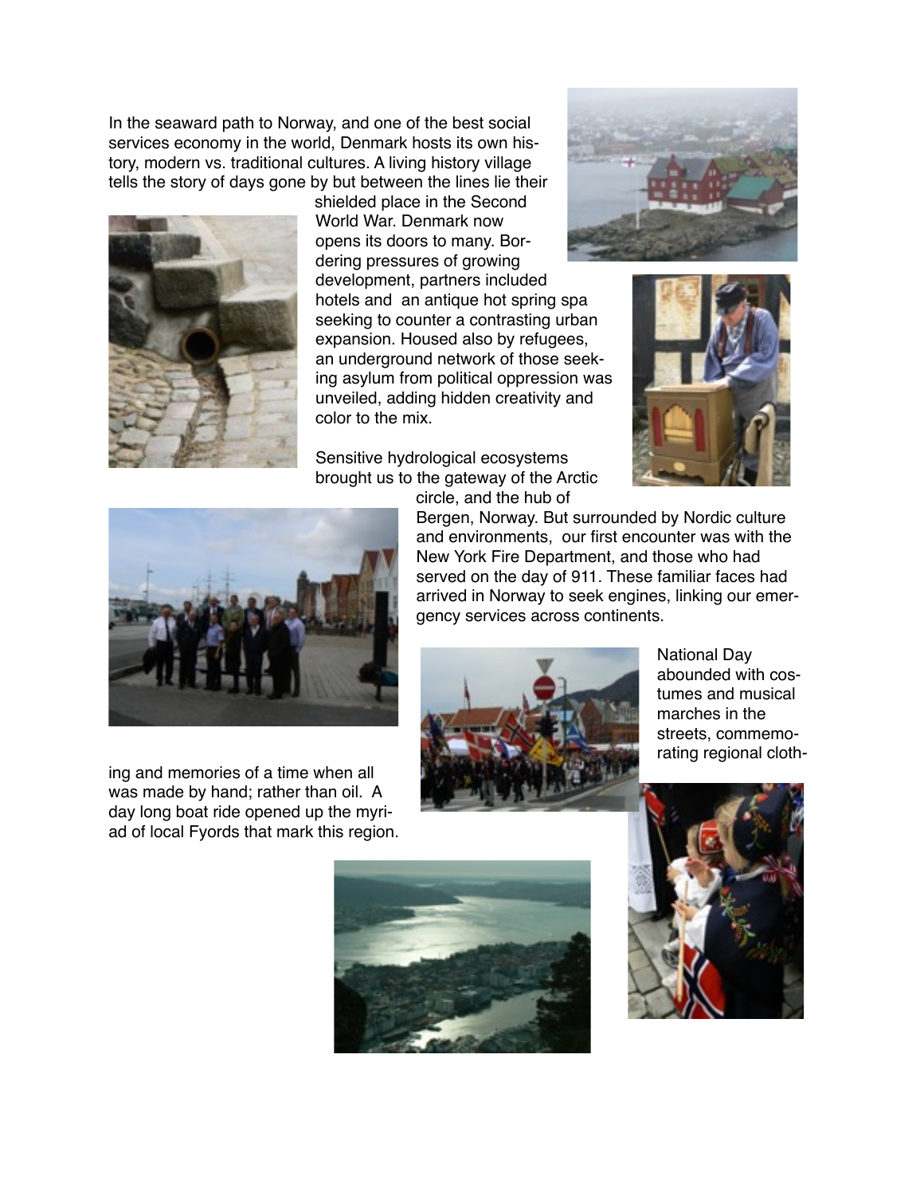In the seaward path to Norway, and one of the best social services economy in the world, Denmark hosts its own history, modern vs. traditional cultures. A living history village tells the story of days gone by but between the lines lie their shielded place in the Second World War. Denmark now opens its doors to many. Bordering pressures of growing development, partners included hotels and an antique hot spring spa seeking to counter a contrasting urban expansion. Housed also by refugees, an underground network of those seeking asylum from political oppression was unveiled, adding hidden creativity and color to the mix.

Sensitive hydrological ecosystems brought us to the gateway of the Arctic circle, and the hub of Bergen, Norway. But surrounded by Nordic culture and environments, our first encounter was with the New York Fire Department, and those who had served on the day of 911. These familiar faces had arrived in Norway to seek engines, linking our emergency services across continents.

National Day abounded with costumes and musical marches in the streets, commemorating regional clothing and memories of a time when all was made by hand; rather than oil. A day long boat ride opened up the myriad of local Fyords that mark this region.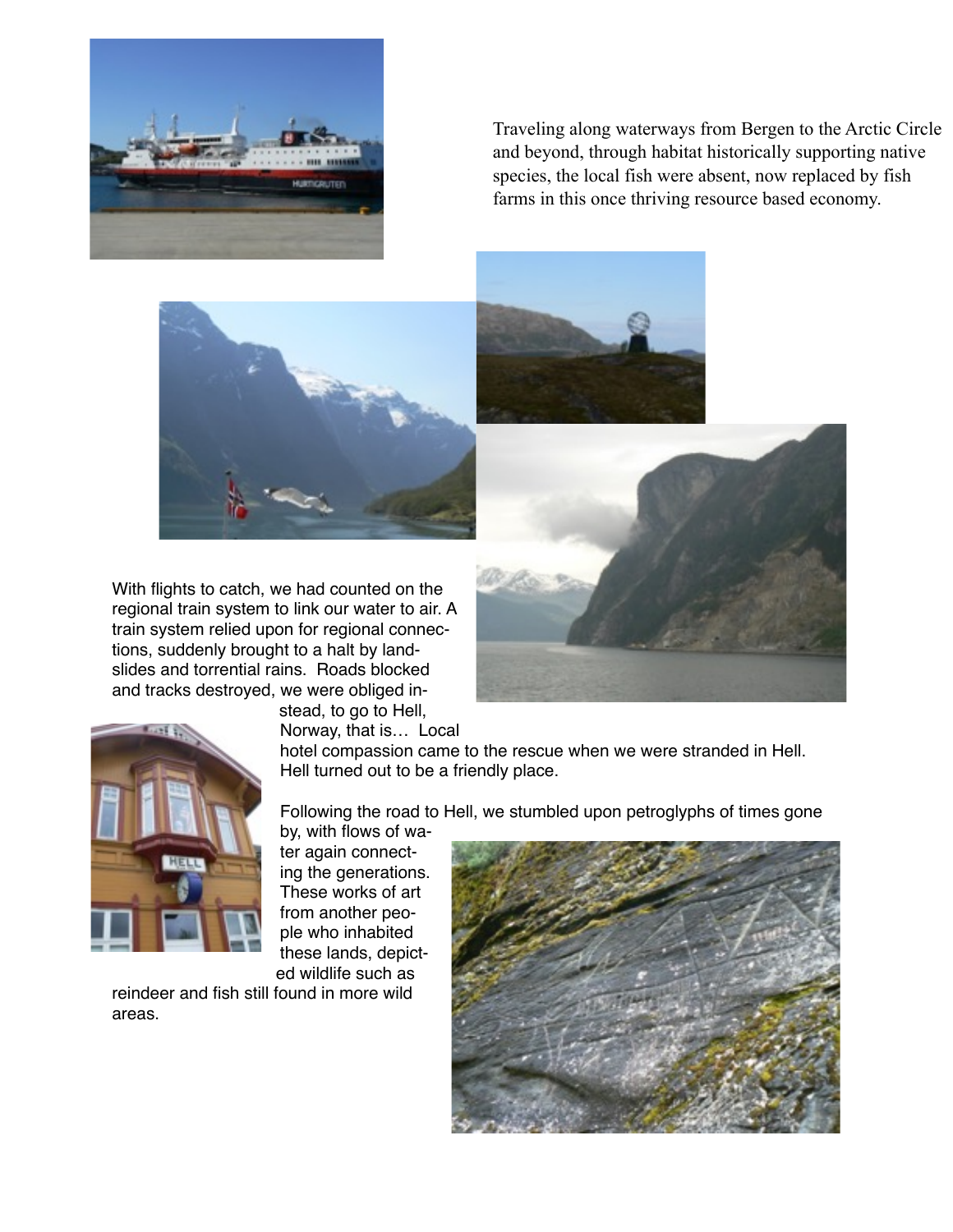Traveling along waterways from Bergen to the Arctic Circle and beyond, through habitat historically supporting native species, the local fish were absent, now replaced by fish farms in this once thriving resource based economy.

With flights to catch, we had counted on the regional train system to link our water to air. A train system relied upon for regional connections, suddenly brought to a halt by landslides and torrential rains. Roads blocked and tracks destroyed, we were obliged instead, to go to Hell, Norway, that is… Local hotel compassion came to the rescue when we were stranded in Hell. Hell turned out to be a friendly place.

Following the road to Hell, we stumbled upon petroglyphs of times gone by, with flows of water again connecting the generations. These works of art from another people who inhabited these lands, depicted wildlife such as reindeer and fish still found in more wild areas.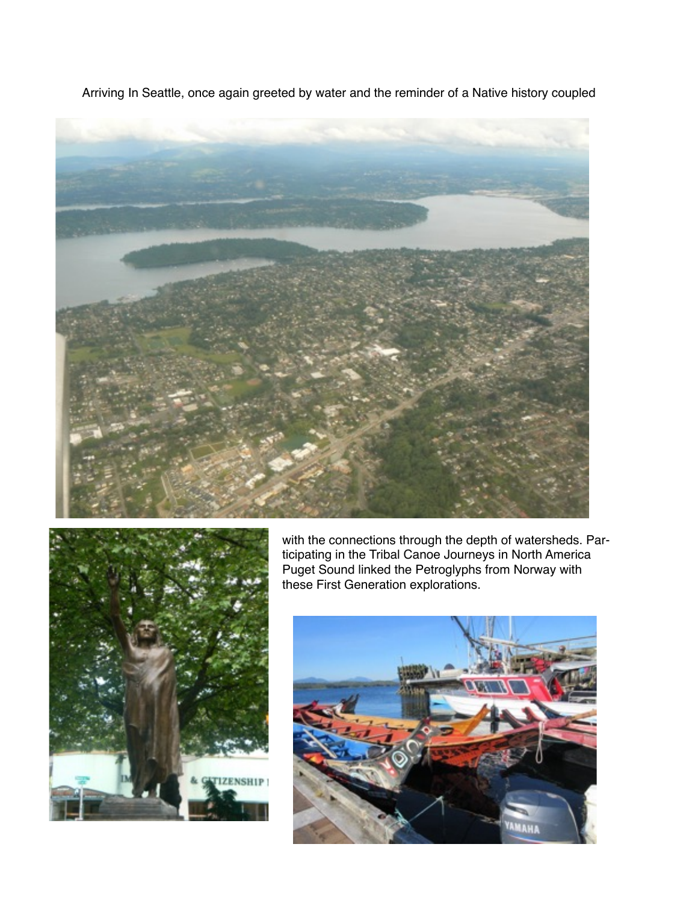Arriving In Seattle, once again greeted by water and the reminder of a Native history coupled

with the connections through the depth of watersheds. Participating in the Tribal Canoe Journeys in North America Puget Sound linked the Petroglyphs from Norway with these First Generation explorations.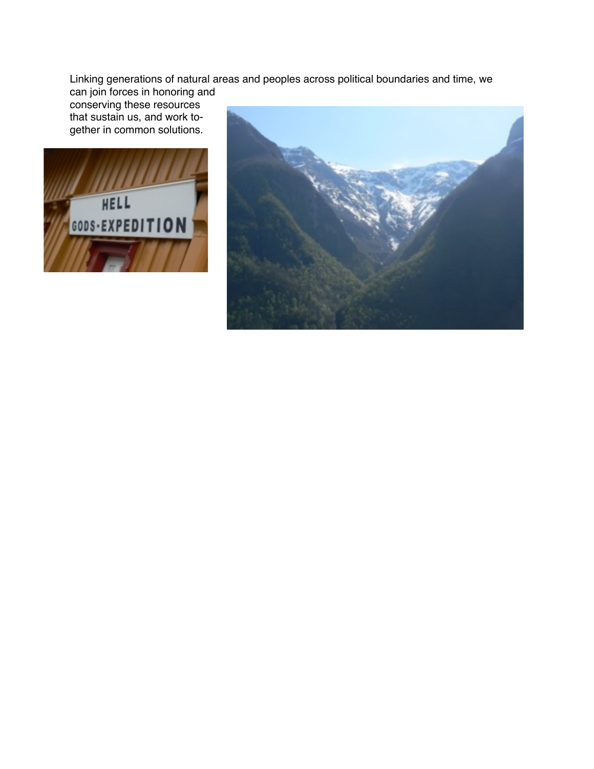Linking generations of natural areas and peoples across political boundaries and time, we can join forces in honoring and conserving these resources that sustain us, and work together in common solutions.